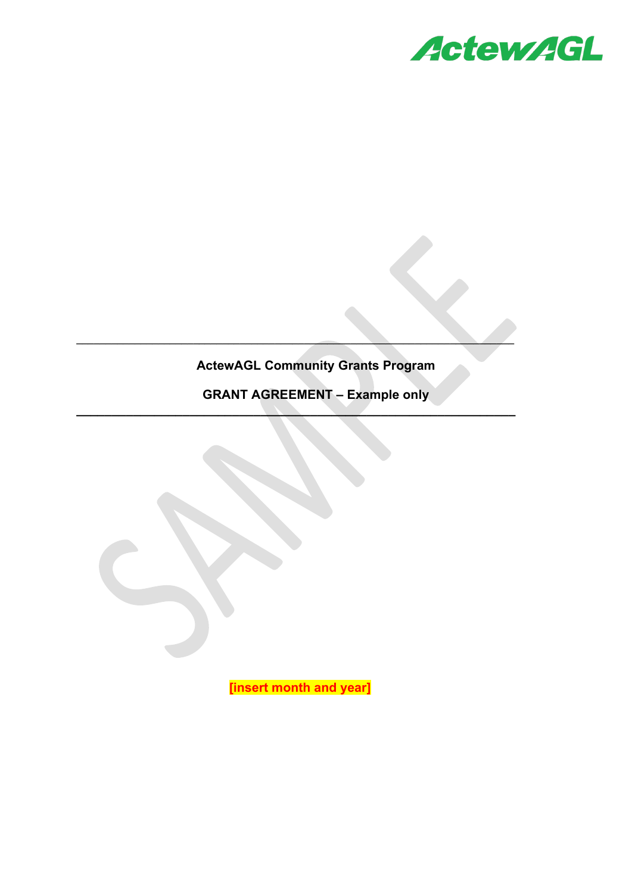ActewAGL

---

**ActewAGL Community Grants Program**

**GRANT AGREEMENT – Example only**

---

**[insert month and year]**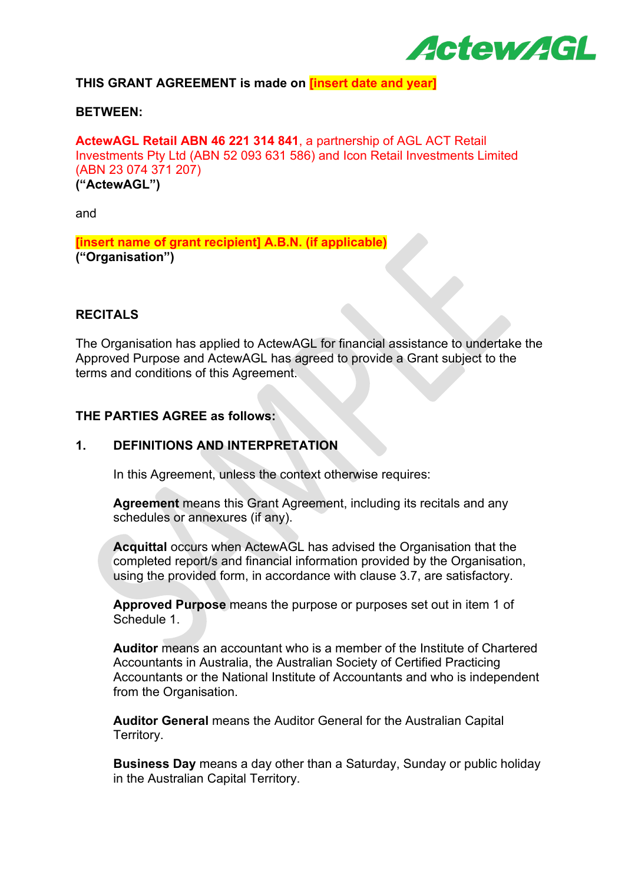**THIS GRANT AGREEMENT is made on [insert date and year]**

**BETWEEN:**

**ActewAGL Retail ABN 46 221 314 841**, a partnership of AGL ACT Retail Investments Pty Ltd (ABN 52 093 631 586) and Icon Retail Investments Limited (ABN 23 074 371 207)
**("ActewAGL")**

and

**[insert name of grant recipient] A.B.N. (if applicable)**
**("Organisation")**

## RECITALS

The Organisation has applied to ActewAGL for financial assistance to undertake the Approved Purpose and ActewAGL has agreed to provide a Grant subject to the terms and conditions of this Agreement.

**THE PARTIES AGREE as follows:**

## 1. DEFINITIONS AND INTERPRETATION

In this Agreement, unless the context otherwise requires:

**Agreement** means this Grant Agreement, including its recitals and any schedules or annexures (if any).

**Acquittal** occurs when ActewAGL has advised the Organisation that the completed report/s and financial information provided by the Organisation, using the provided form, in accordance with clause 3.7, are satisfactory.

**Approved Purpose** means the purpose or purposes set out in item 1 of Schedule 1.

**Auditor** means an accountant who is a member of the Institute of Chartered Accountants in Australia, the Australian Society of Certified Practicing Accountants or the National Institute of Accountants and who is independent from the Organisation.

**Auditor General** means the Auditor General for the Australian Capital Territory.

**Business Day** means a day other than a Saturday, Sunday or public holiday in the Australian Capital Territory.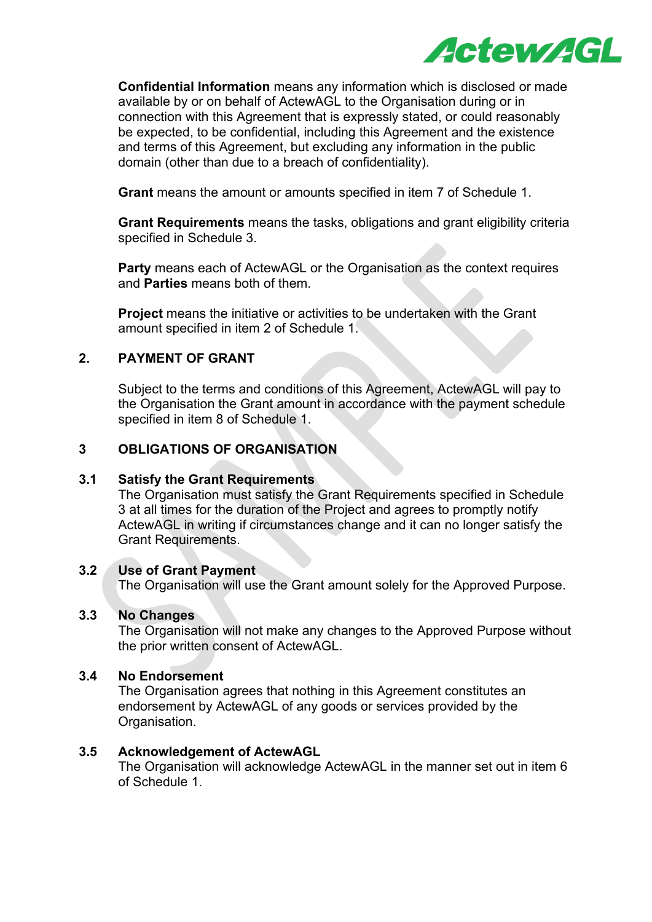**Confidential Information** means any information which is disclosed or made available by or on behalf of ActewAGL to the Organisation during or in connection with this Agreement that is expressly stated, or could reasonably be expected, to be confidential, including this Agreement and the existence and terms of this Agreement, but excluding any information in the public domain (other than due to a breach of confidentiality).

**Grant** means the amount or amounts specified in item 7 of Schedule 1.

**Grant Requirements** means the tasks, obligations and grant eligibility criteria specified in Schedule 3.

**Party** means each of ActewAGL or the Organisation as the context requires and **Parties** means both of them.

**Project** means the initiative or activities to be undertaken with the Grant amount specified in item 2 of Schedule 1.

## 2. PAYMENT OF GRANT

Subject to the terms and conditions of this Agreement, ActewAGL will pay to the Organisation the Grant amount in accordance with the payment schedule specified in item 8 of Schedule 1.

## 3 OBLIGATIONS OF ORGANISATION

### 3.1 Satisfy the Grant Requirements

The Organisation must satisfy the Grant Requirements specified in Schedule 3 at all times for the duration of the Project and agrees to promptly notify ActewAGL in writing if circumstances change and it can no longer satisfy the Grant Requirements.

### 3.2 Use of Grant Payment

The Organisation will use the Grant amount solely for the Approved Purpose.

### 3.3 No Changes

The Organisation will not make any changes to the Approved Purpose without the prior written consent of ActewAGL.

### 3.4 No Endorsement

The Organisation agrees that nothing in this Agreement constitutes an endorsement by ActewAGL of any goods or services provided by the Organisation.

### 3.5 Acknowledgement of ActewAGL

The Organisation will acknowledge ActewAGL in the manner set out in item 6 of Schedule 1.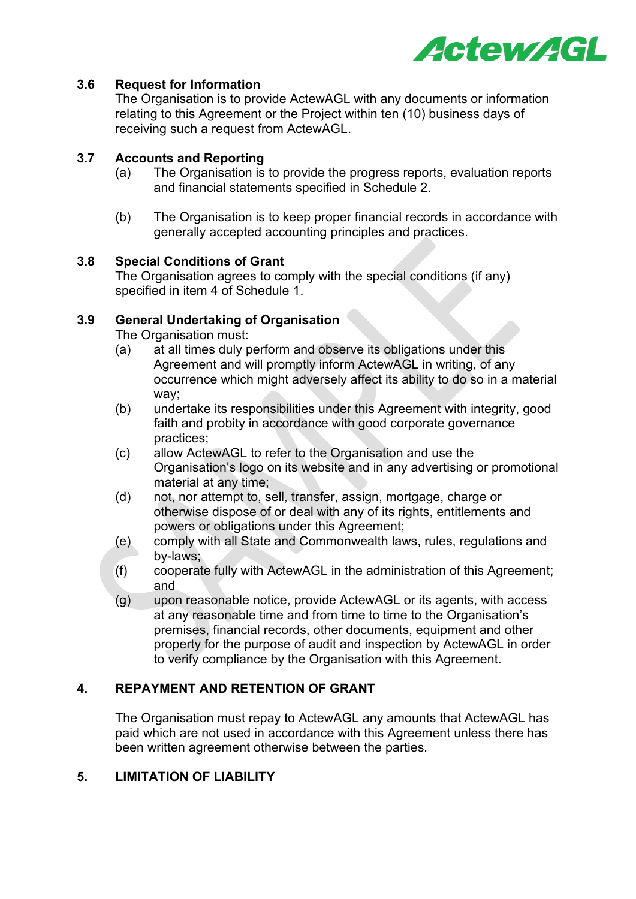### 3.6 Request for Information

The Organisation is to provide ActewAGL with any documents or information relating to this Agreement or the Project within ten (10) business days of receiving such a request from ActewAGL.

### 3.7 Accounts and Reporting

(a) The Organisation is to provide the progress reports, evaluation reports and financial statements specified in Schedule 2.

(b) The Organisation is to keep proper financial records in accordance with generally accepted accounting principles and practices.

### 3.8 Special Conditions of Grant

The Organisation agrees to comply with the special conditions (if any) specified in item 4 of Schedule 1.

### 3.9 General Undertaking of Organisation

The Organisation must:

(a) at all times duly perform and observe its obligations under this Agreement and will promptly inform ActewAGL in writing, of any occurrence which might adversely affect its ability to do so in a material way;

(b) undertake its responsibilities under this Agreement with integrity, good faith and probity in accordance with good corporate governance practices;

(c) allow ActewAGL to refer to the Organisation and use the Organisation's logo on its website and in any advertising or promotional material at any time;

(d) not, nor attempt to, sell, transfer, assign, mortgage, charge or otherwise dispose of or deal with any of its rights, entitlements and powers or obligations under this Agreement;

(e) comply with all State and Commonwealth laws, rules, regulations and by-laws;

(f) cooperate fully with ActewAGL in the administration of this Agreement; and

(g) upon reasonable notice, provide ActewAGL or its agents, with access at any reasonable time and from time to time to the Organisation's premises, financial records, other documents, equipment and other property for the purpose of audit and inspection by ActewAGL in order to verify compliance by the Organisation with this Agreement.

## 4. REPAYMENT AND RETENTION OF GRANT

The Organisation must repay to ActewAGL any amounts that ActewAGL has paid which are not used in accordance with this Agreement unless there has been written agreement otherwise between the parties.

## 5. LIMITATION OF LIABILITY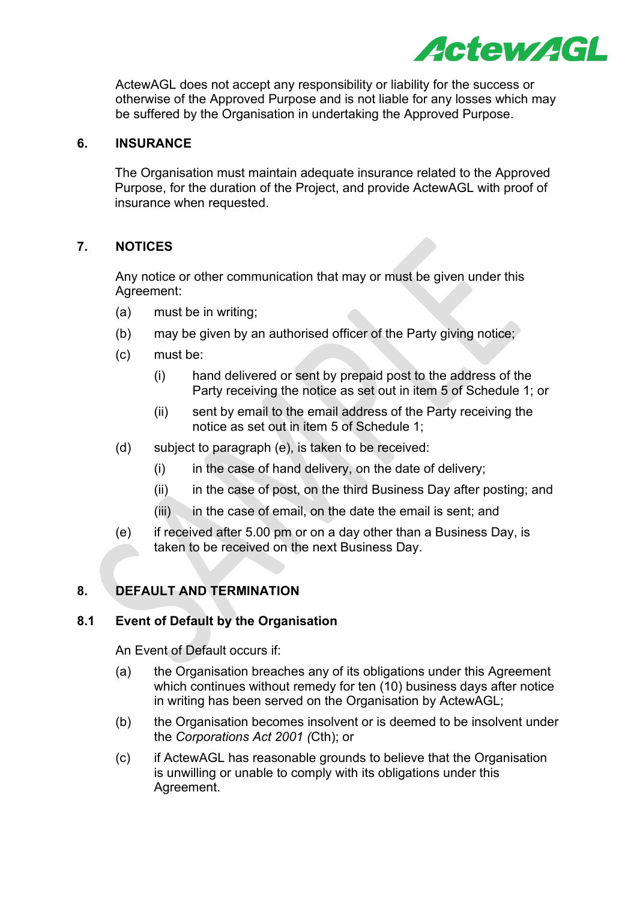ActewAGL does not accept any responsibility or liability for the success or otherwise of the Approved Purpose and is not liable for any losses which may be suffered by the Organisation in undertaking the Approved Purpose.

## 6. INSURANCE

The Organisation must maintain adequate insurance related to the Approved Purpose, for the duration of the Project, and provide ActewAGL with proof of insurance when requested.

## 7. NOTICES

Any notice or other communication that may or must be given under this Agreement:

(a) must be in writing;

(b) may be given by an authorised officer of the Party giving notice;

(c) must be:

  (i) hand delivered or sent by prepaid post to the address of the Party receiving the notice as set out in item 5 of Schedule 1; or

  (ii) sent by email to the email address of the Party receiving the notice as set out in item 5 of Schedule 1;

(d) subject to paragraph (e), is taken to be received:

  (i) in the case of hand delivery, on the date of delivery;

  (ii) in the case of post, on the third Business Day after posting; and

  (iii) in the case of email, on the date the email is sent; and

(e) if received after 5.00 pm or on a day other than a Business Day, is taken to be received on the next Business Day.

## 8. DEFAULT AND TERMINATION

### 8.1 Event of Default by the Organisation

An Event of Default occurs if:

(a) the Organisation breaches any of its obligations under this Agreement which continues without remedy for ten (10) business days after notice in writing has been served on the Organisation by ActewAGL;

(b) the Organisation becomes insolvent or is deemed to be insolvent under the *Corporations Act 2001* (Cth); or

(c) if ActewAGL has reasonable grounds to believe that the Organisation is unwilling or unable to comply with its obligations under this Agreement.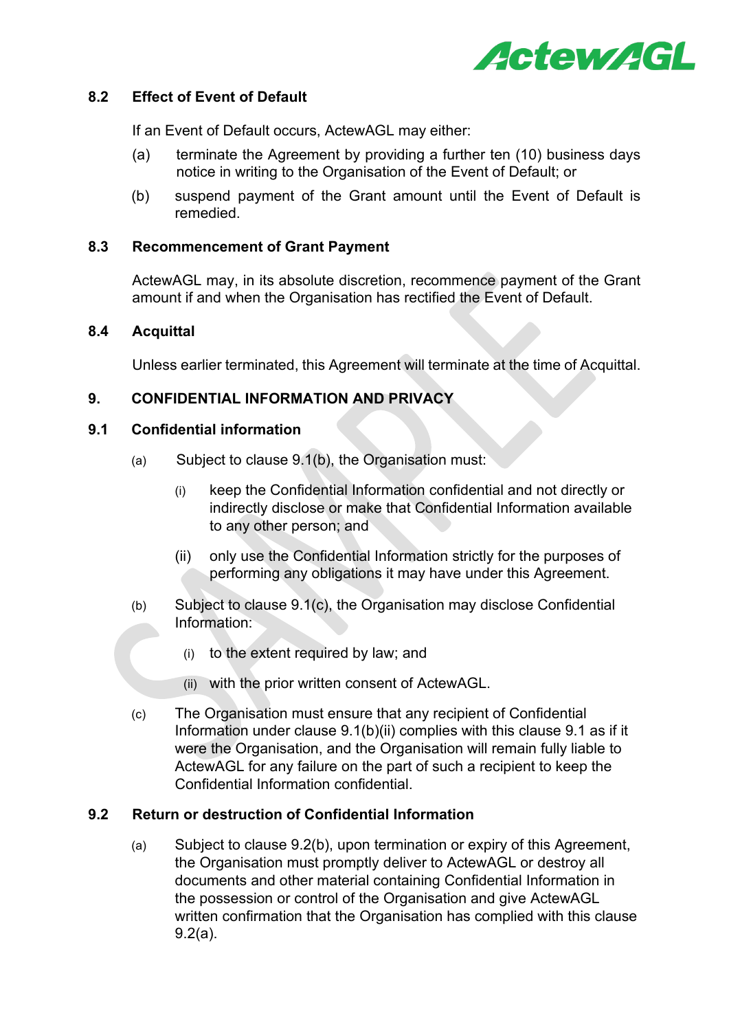### 8.2 Effect of Event of Default

If an Event of Default occurs, ActewAGL may either:

(a) terminate the Agreement by providing a further ten (10) business days notice in writing to the Organisation of the Event of Default; or

(b) suspend payment of the Grant amount until the Event of Default is remedied.

### 8.3 Recommencement of Grant Payment

ActewAGL may, in its absolute discretion, recommence payment of the Grant amount if and when the Organisation has rectified the Event of Default.

### 8.4 Acquittal

Unless earlier terminated, this Agreement will terminate at the time of Acquittal.

## 9. CONFIDENTIAL INFORMATION AND PRIVACY

### 9.1 Confidential information

(a) Subject to clause 9.1(b), the Organisation must:

(i) keep the Confidential Information confidential and not directly or indirectly disclose or make that Confidential Information available to any other person; and

(ii) only use the Confidential Information strictly for the purposes of performing any obligations it may have under this Agreement.

(b) Subject to clause 9.1(c), the Organisation may disclose Confidential Information:

(i) to the extent required by law; and

(ii) with the prior written consent of ActewAGL.

(c) The Organisation must ensure that any recipient of Confidential Information under clause 9.1(b)(ii) complies with this clause 9.1 as if it were the Organisation, and the Organisation will remain fully liable to ActewAGL for any failure on the part of such a recipient to keep the Confidential Information confidential.

### 9.2 Return or destruction of Confidential Information

(a) Subject to clause 9.2(b), upon termination or expiry of this Agreement, the Organisation must promptly deliver to ActewAGL or destroy all documents and other material containing Confidential Information in the possession or control of the Organisation and give ActewAGL written confirmation that the Organisation has complied with this clause 9.2(a).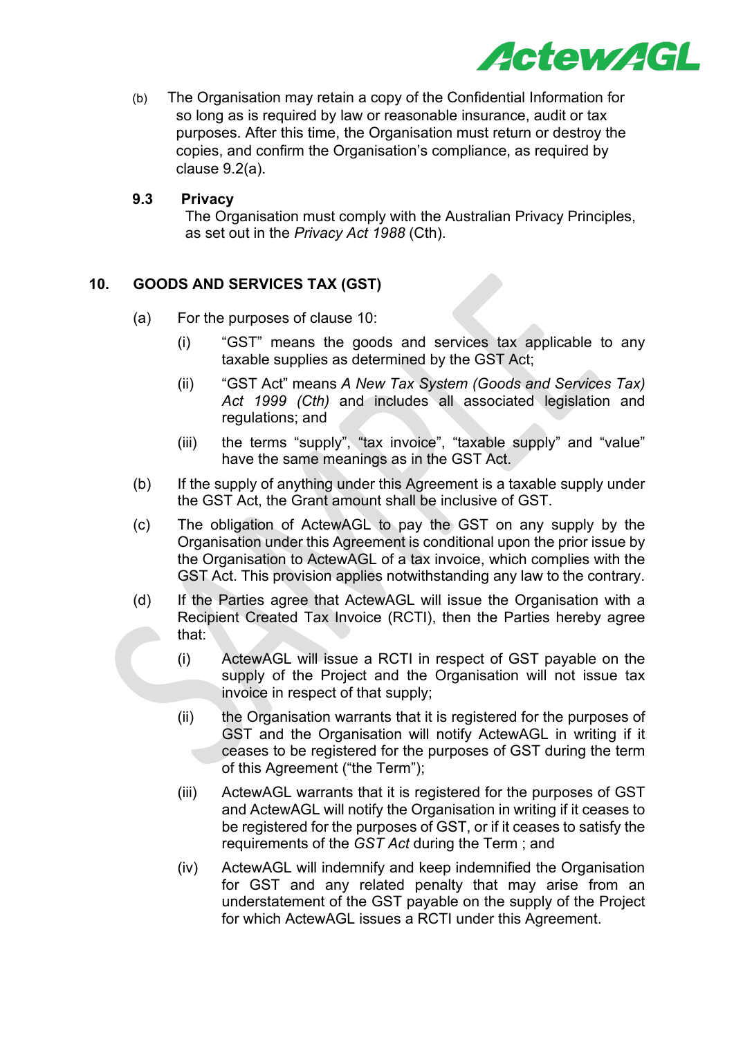(b) The Organisation may retain a copy of the Confidential Information for so long as is required by law or reasonable insurance, audit or tax purposes. After this time, the Organisation must return or destroy the copies, and confirm the Organisation's compliance, as required by clause 9.2(a).

**9.3 Privacy**

The Organisation must comply with the Australian Privacy Principles, as set out in the *Privacy Act 1988* (Cth).

## 10. GOODS AND SERVICES TAX (GST)

(a) For the purposes of clause 10:

(i) "GST" means the goods and services tax applicable to any taxable supplies as determined by the GST Act;

(ii) "GST Act" means *A New Tax System (Goods and Services Tax) Act 1999 (Cth)* and includes all associated legislation and regulations; and

(iii) the terms "supply", "tax invoice", "taxable supply" and "value" have the same meanings as in the GST Act.

(b) If the supply of anything under this Agreement is a taxable supply under the GST Act, the Grant amount shall be inclusive of GST.

(c) The obligation of ActewAGL to pay the GST on any supply by the Organisation under this Agreement is conditional upon the prior issue by the Organisation to ActewAGL of a tax invoice, which complies with the GST Act. This provision applies notwithstanding any law to the contrary.

(d) If the Parties agree that ActewAGL will issue the Organisation with a Recipient Created Tax Invoice (RCTI), then the Parties hereby agree that:

(i) ActewAGL will issue a RCTI in respect of GST payable on the supply of the Project and the Organisation will not issue tax invoice in respect of that supply;

(ii) the Organisation warrants that it is registered for the purposes of GST and the Organisation will notify ActewAGL in writing if it ceases to be registered for the purposes of GST during the term of this Agreement ("the Term");

(iii) ActewAGL warrants that it is registered for the purposes of GST and ActewAGL will notify the Organisation in writing if it ceases to be registered for the purposes of GST, or if it ceases to satisfy the requirements of the *GST Act* during the Term ; and

(iv) ActewAGL will indemnify and keep indemnified the Organisation for GST and any related penalty that may arise from an understatement of the GST payable on the supply of the Project for which ActewAGL issues a RCTI under this Agreement.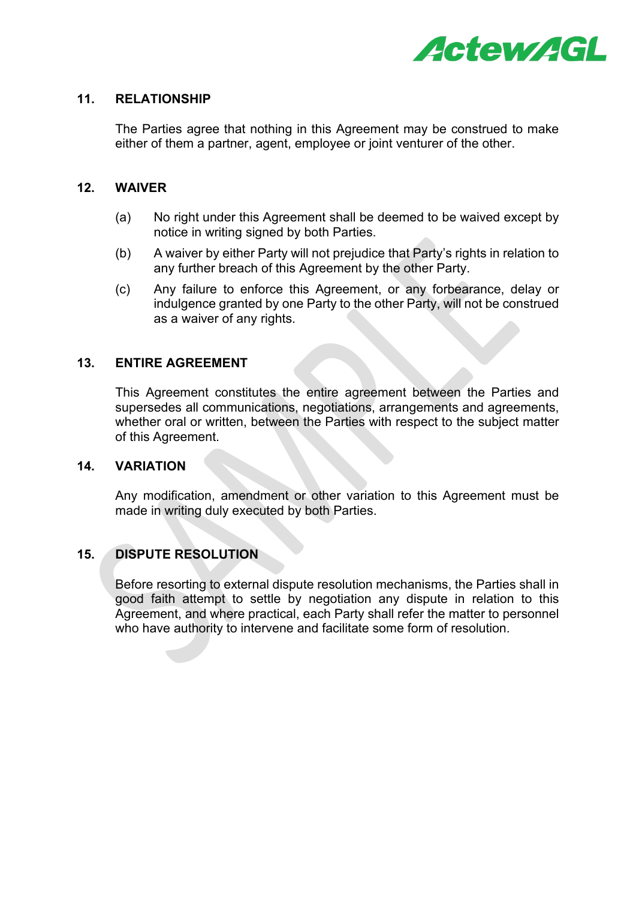## 11. RELATIONSHIP

The Parties agree that nothing in this Agreement may be construed to make either of them a partner, agent, employee or joint venturer of the other.

## 12. WAIVER

(a) No right under this Agreement shall be deemed to be waived except by notice in writing signed by both Parties.

(b) A waiver by either Party will not prejudice that Party's rights in relation to any further breach of this Agreement by the other Party.

(c) Any failure to enforce this Agreement, or any forbearance, delay or indulgence granted by one Party to the other Party, will not be construed as a waiver of any rights.

## 13. ENTIRE AGREEMENT

This Agreement constitutes the entire agreement between the Parties and supersedes all communications, negotiations, arrangements and agreements, whether oral or written, between the Parties with respect to the subject matter of this Agreement.

## 14. VARIATION

Any modification, amendment or other variation to this Agreement must be made in writing duly executed by both Parties.

## 15. DISPUTE RESOLUTION

Before resorting to external dispute resolution mechanisms, the Parties shall in good faith attempt to settle by negotiation any dispute in relation to this Agreement, and where practical, each Party shall refer the matter to personnel who have authority to intervene and facilitate some form of resolution.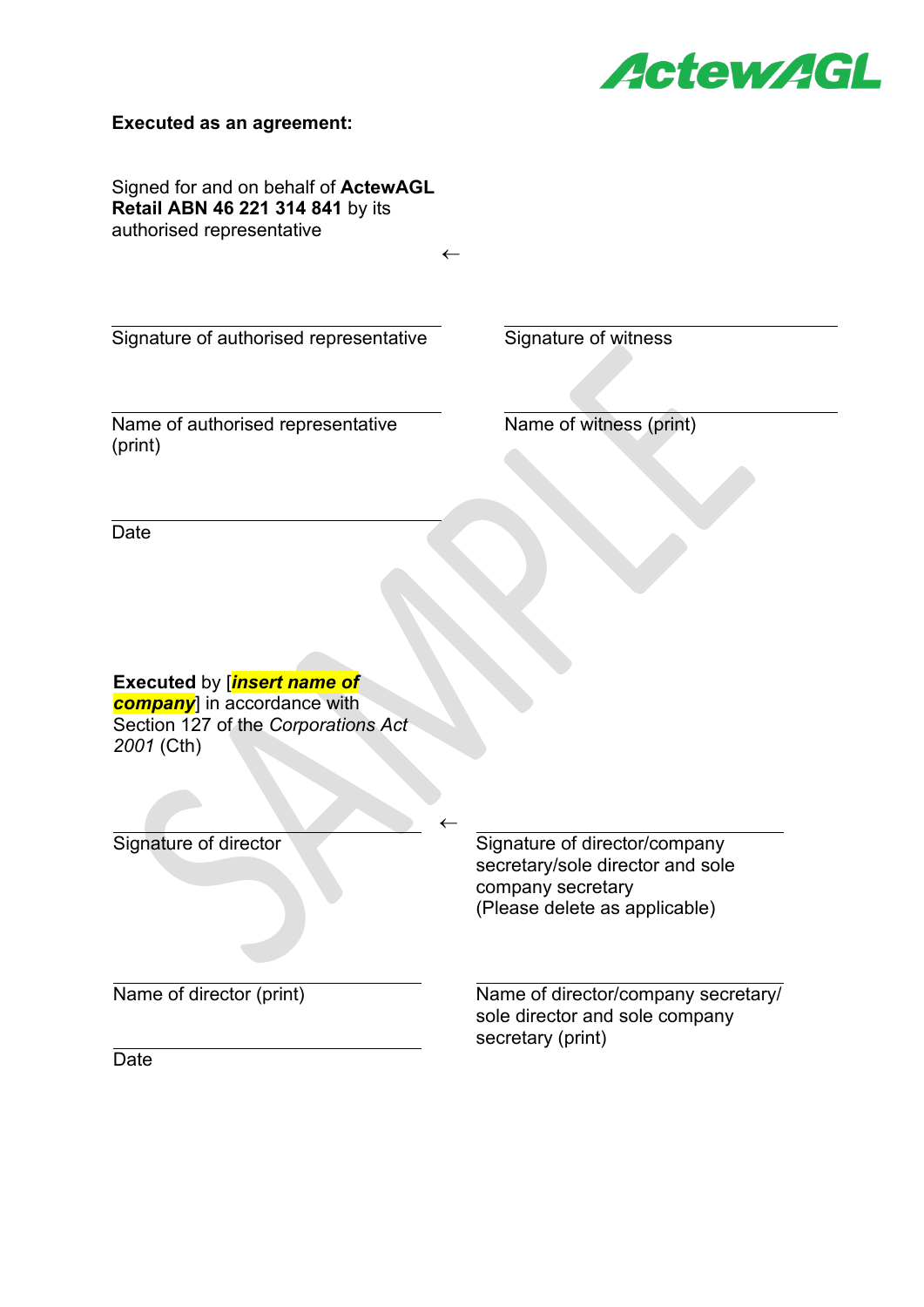**Executed as an agreement:**

Signed for and on behalf of **ActewAGL Retail ABN 46 221 314 841** by its authorised representative ←

| | |
|---|---|
| Signature of authorised representative | Signature of witness |
| Name of authorised representative (print) | Name of witness (print) |
| Date | |

**Executed** by [***insert name of company***] in accordance with Section 127 of the *Corporations Act 2001* (Cth) ←

| | |
|---|---|
| Signature of director | Signature of director/company secretary/sole director and sole company secretary (Please delete as applicable) |
| Name of director (print) | Name of director/company secretary/ sole director and sole company secretary (print) |
| Date | |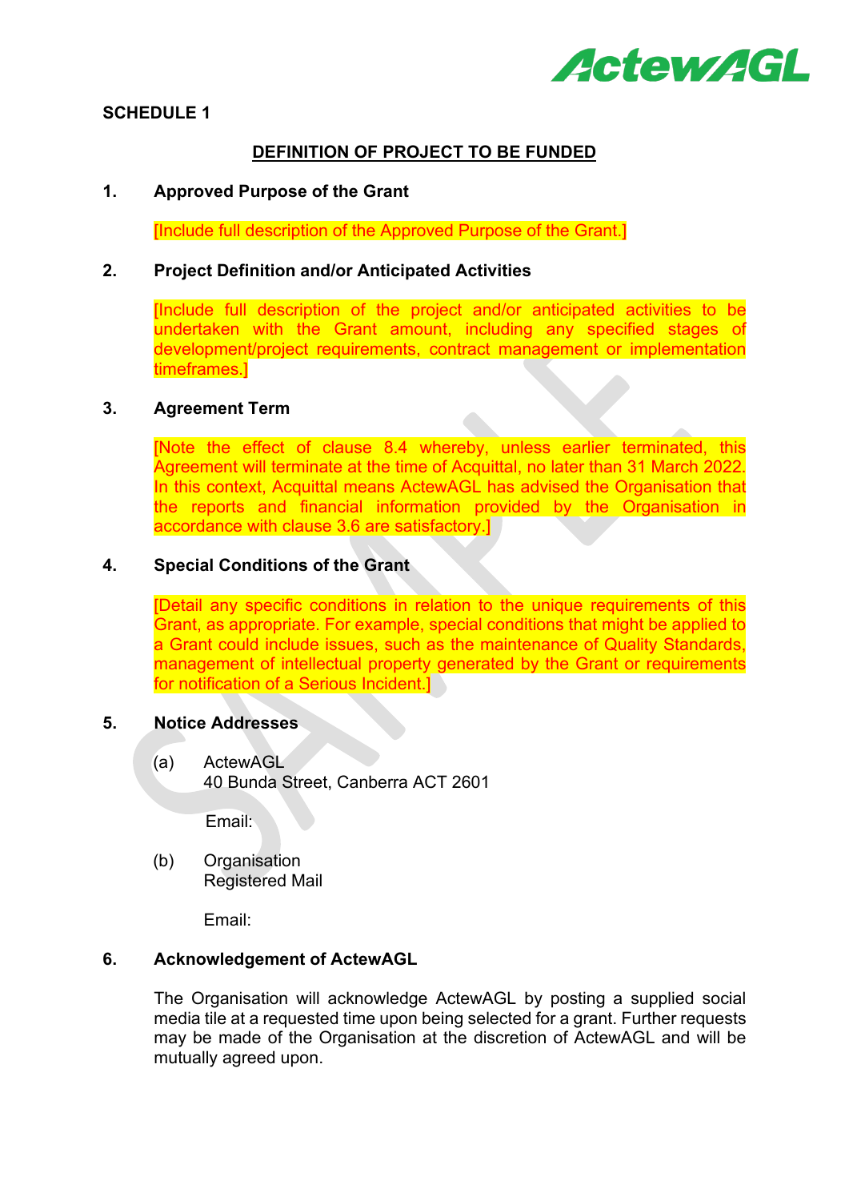**SCHEDULE 1**

## DEFINITION OF PROJECT TO BE FUNDED

### 1. Approved Purpose of the Grant

[Include full description of the Approved Purpose of the Grant.]

### 2. Project Definition and/or Anticipated Activities

[Include full description of the project and/or anticipated activities to be undertaken with the Grant amount, including any specified stages of development/project requirements, contract management or implementation timeframes.]

### 3. Agreement Term

[Note the effect of clause 8.4 whereby, unless earlier terminated, this Agreement will terminate at the time of Acquittal, no later than 31 March 2022. In this context, Acquittal means ActewAGL has advised the Organisation that the reports and financial information provided by the Organisation in accordance with clause 3.6 are satisfactory.]

### 4. Special Conditions of the Grant

[Detail any specific conditions in relation to the unique requirements of this Grant, as appropriate. For example, special conditions that might be applied to a Grant could include issues, such as the maintenance of Quality Standards, management of intellectual property generated by the Grant or requirements for notification of a Serious Incident.]

### 5. Notice Addresses

(a) ActewAGL
40 Bunda Street, Canberra ACT 2601

Email:

(b) Organisation
Registered Mail

Email:

### 6. Acknowledgement of ActewAGL

The Organisation will acknowledge ActewAGL by posting a supplied social media tile at a requested time upon being selected for a grant. Further requests may be made of the Organisation at the discretion of ActewAGL and will be mutually agreed upon.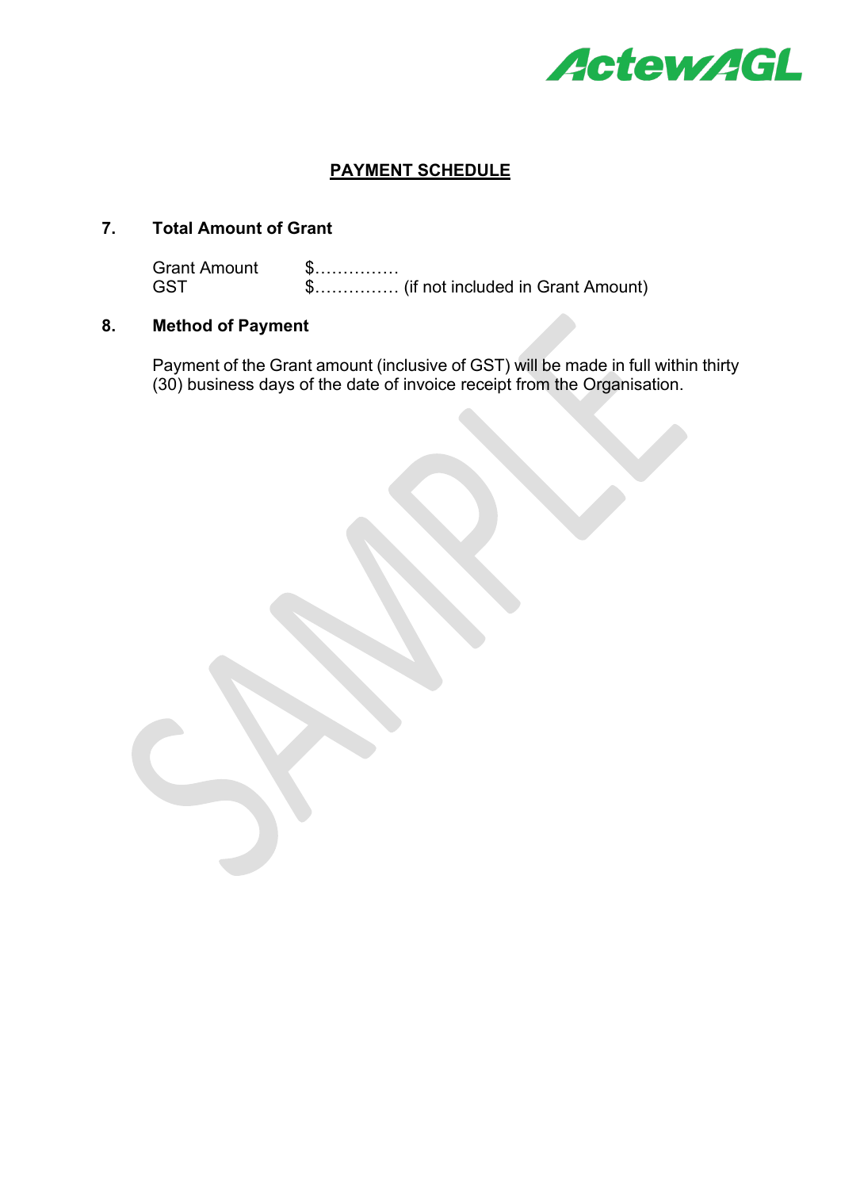## PAYMENT SCHEDULE

### 7. Total Amount of Grant

Grant Amount $……………

GST $…………… (if not included in Grant Amount)

### 8. Method of Payment

Payment of the Grant amount (inclusive of GST) will be made in full within thirty (30) business days of the date of invoice receipt from the Organisation.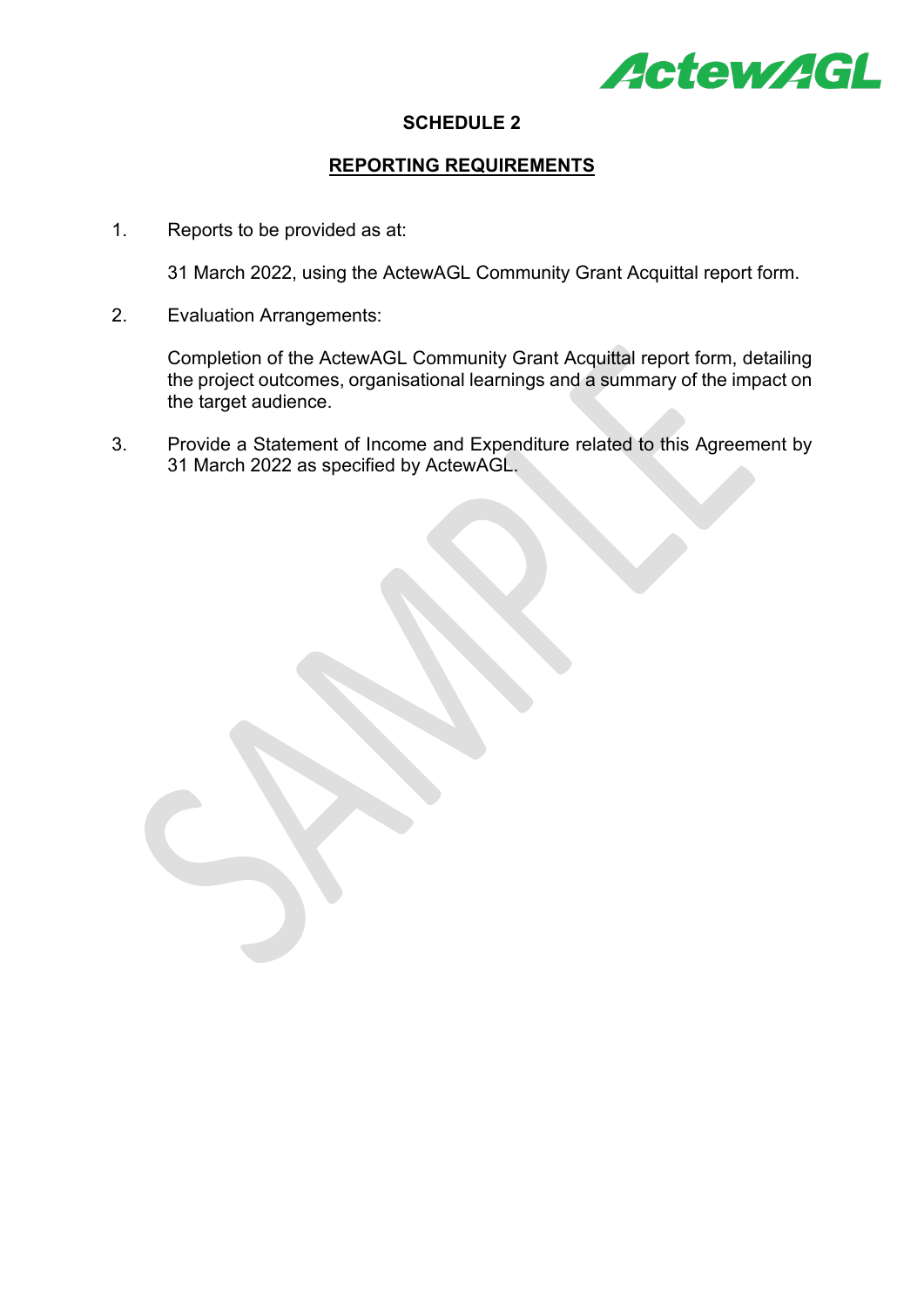# SCHEDULE 2

## REPORTING REQUIREMENTS

1. Reports to be provided as at:

   31 March 2022, using the ActewAGL Community Grant Acquittal report form.

2. Evaluation Arrangements:

   Completion of the ActewAGL Community Grant Acquittal report form, detailing the project outcomes, organisational learnings and a summary of the impact on the target audience.

3. Provide a Statement of Income and Expenditure related to this Agreement by 31 March 2022 as specified by ActewAGL.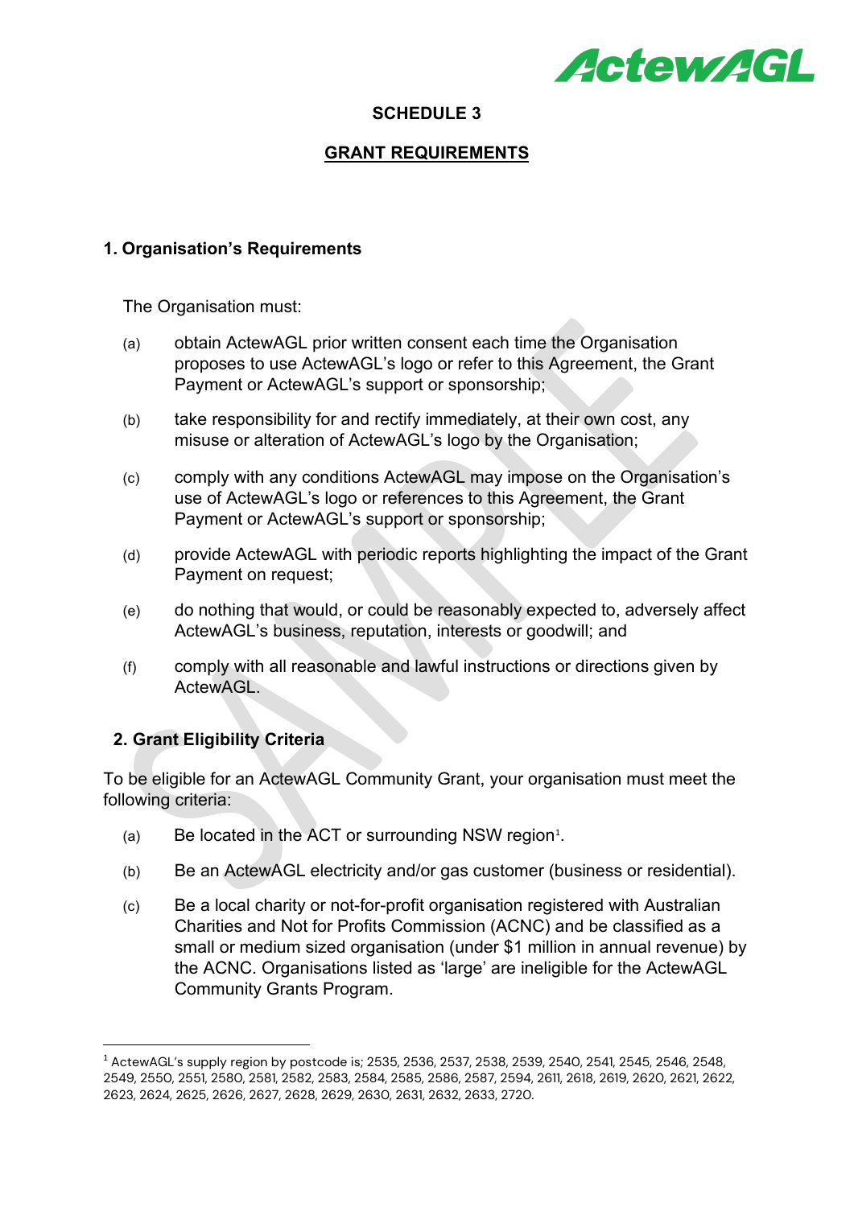# SCHEDULE 3

## GRANT REQUIREMENTS

### 1. Organisation's Requirements

The Organisation must:

(a) obtain ActewAGL prior written consent each time the Organisation proposes to use ActewAGL's logo or refer to this Agreement, the Grant Payment or ActewAGL's support or sponsorship;

(b) take responsibility for and rectify immediately, at their own cost, any misuse or alteration of ActewAGL's logo by the Organisation;

(c) comply with any conditions ActewAGL may impose on the Organisation's use of ActewAGL's logo or references to this Agreement, the Grant Payment or ActewAGL's support or sponsorship;

(d) provide ActewAGL with periodic reports highlighting the impact of the Grant Payment on request;

(e) do nothing that would, or could be reasonably expected to, adversely affect ActewAGL's business, reputation, interests or goodwill; and

(f) comply with all reasonable and lawful instructions or directions given by ActewAGL.

### 2. Grant Eligibility Criteria

To be eligible for an ActewAGL Community Grant, your organisation must meet the following criteria:

(a) Be located in the ACT or surrounding NSW region[1].

(b) Be an ActewAGL electricity and/or gas customer (business or residential).

(c) Be a local charity or not-for-profit organisation registered with Australian Charities and Not for Profits Commission (ACNC) and be classified as a small or medium sized organisation (under $1 million in annual revenue) by the ACNC. Organisations listed as 'large' are ineligible for the ActewAGL Community Grants Program.

---

[1] ActewAGL's supply region by postcode is; 2535, 2536, 2537, 2538, 2539, 2540, 2541, 2545, 2546, 2548, 2549, 2550, 2551, 2580, 2581, 2582, 2583, 2584, 2585, 2586, 2587, 2594, 2611, 2618, 2619, 2620, 2621, 2622, 2623, 2624, 2625, 2626, 2627, 2628, 2629, 2630, 2631, 2632, 2633, 2720.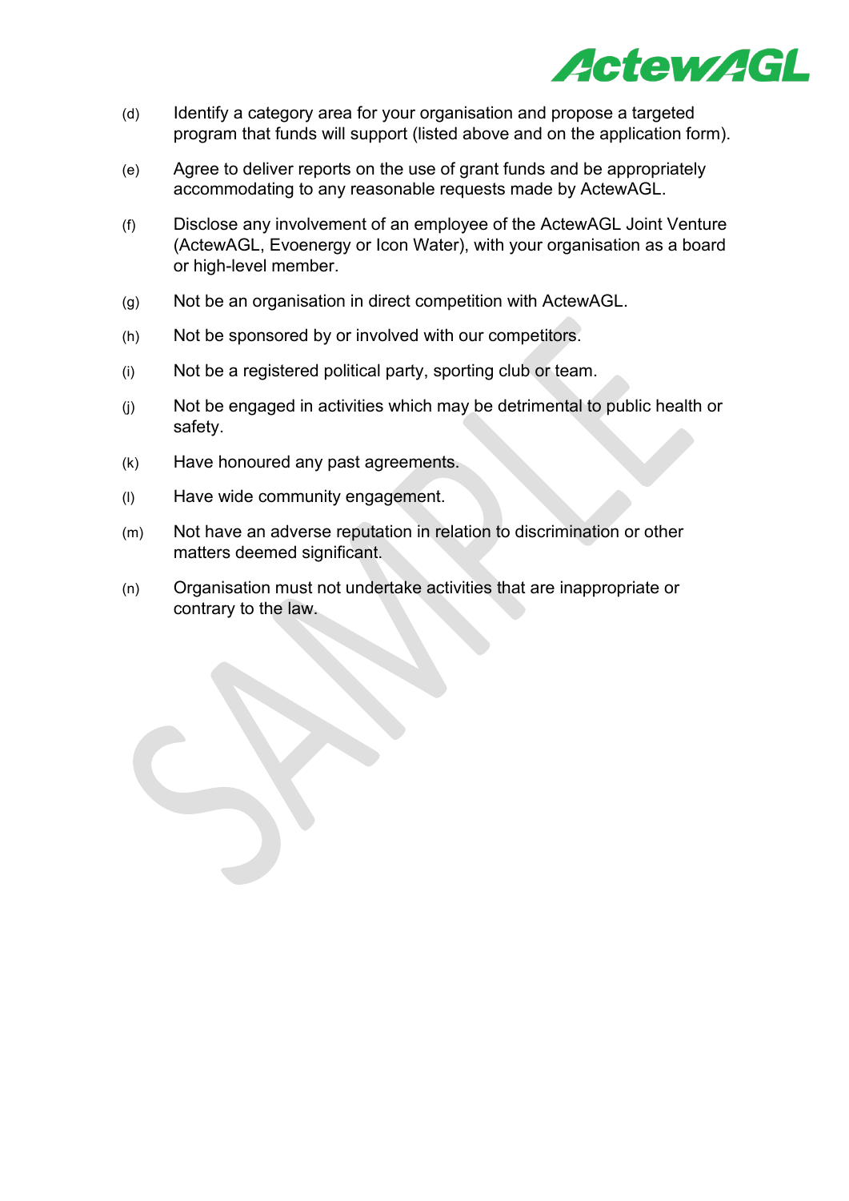(d) Identify a category area for your organisation and propose a targeted program that funds will support (listed above and on the application form).

(e) Agree to deliver reports on the use of grant funds and be appropriately accommodating to any reasonable requests made by ActewAGL.

(f) Disclose any involvement of an employee of the ActewAGL Joint Venture (ActewAGL, Evoenergy or Icon Water), with your organisation as a board or high-level member.

(g) Not be an organisation in direct competition with ActewAGL.

(h) Not be sponsored by or involved with our competitors.

(i) Not be a registered political party, sporting club or team.

(j) Not be engaged in activities which may be detrimental to public health or safety.

(k) Have honoured any past agreements.

(l) Have wide community engagement.

(m) Not have an adverse reputation in relation to discrimination or other matters deemed significant.

(n) Organisation must not undertake activities that are inappropriate or contrary to the law.